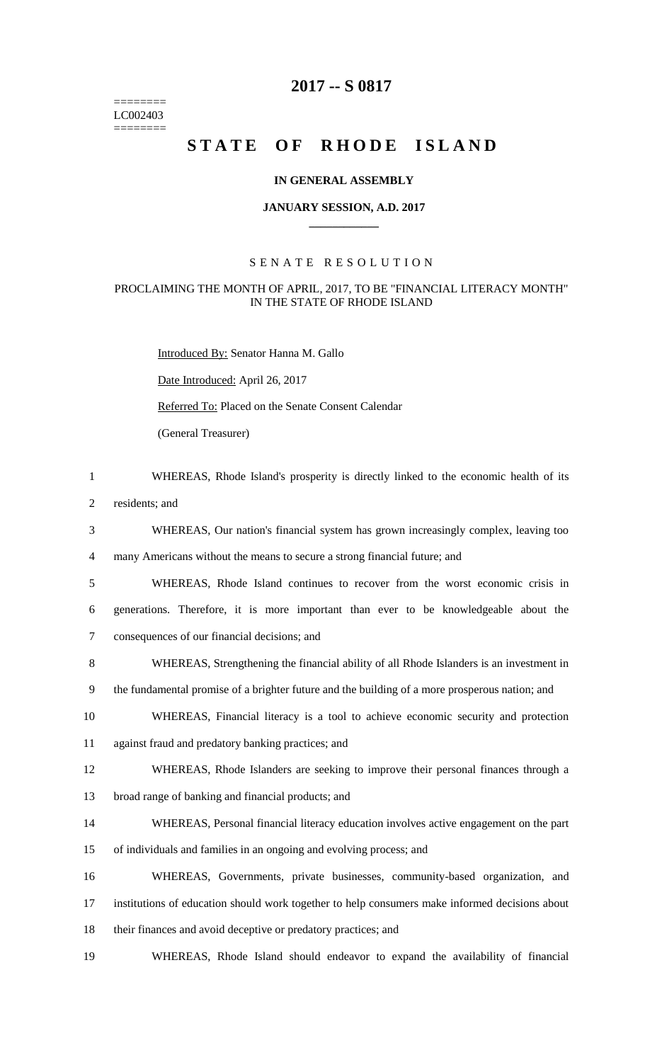========
LC002403
========

# 2017 -- S 0817

# STATE OF RHODE ISLAND

**IN GENERAL ASSEMBLY**

**JANUARY SESSION, A.D. 2017**

SENATE RESOLUTION

PROCLAIMING THE MONTH OF APRIL, 2017, TO BE "FINANCIAL LITERACY MONTH" IN THE STATE OF RHODE ISLAND

Introduced By: Senator Hanna M. Gallo

Date Introduced: April 26, 2017

Referred To: Placed on the Senate Consent Calendar

(General Treasurer)

1 WHEREAS, Rhode Island's prosperity is directly linked to the economic health of its
2 residents; and
3 WHEREAS, Our nation's financial system has grown increasingly complex, leaving too
4 many Americans without the means to secure a strong financial future; and
5 WHEREAS, Rhode Island continues to recover from the worst economic crisis in
6 generations. Therefore, it is more important than ever to be knowledgeable about the
7 consequences of our financial decisions; and
8 WHEREAS, Strengthening the financial ability of all Rhode Islanders is an investment in
9 the fundamental promise of a brighter future and the building of a more prosperous nation; and
10 WHEREAS, Financial literacy is a tool to achieve economic security and protection
11 against fraud and predatory banking practices; and
12 WHEREAS, Rhode Islanders are seeking to improve their personal finances through a
13 broad range of banking and financial products; and
14 WHEREAS, Personal financial literacy education involves active engagement on the part
15 of individuals and families in an ongoing and evolving process; and
16 WHEREAS, Governments, private businesses, community-based organization, and
17 institutions of education should work together to help consumers make informed decisions about
18 their finances and avoid deceptive or predatory practices; and
19 WHEREAS, Rhode Island should endeavor to expand the availability of financial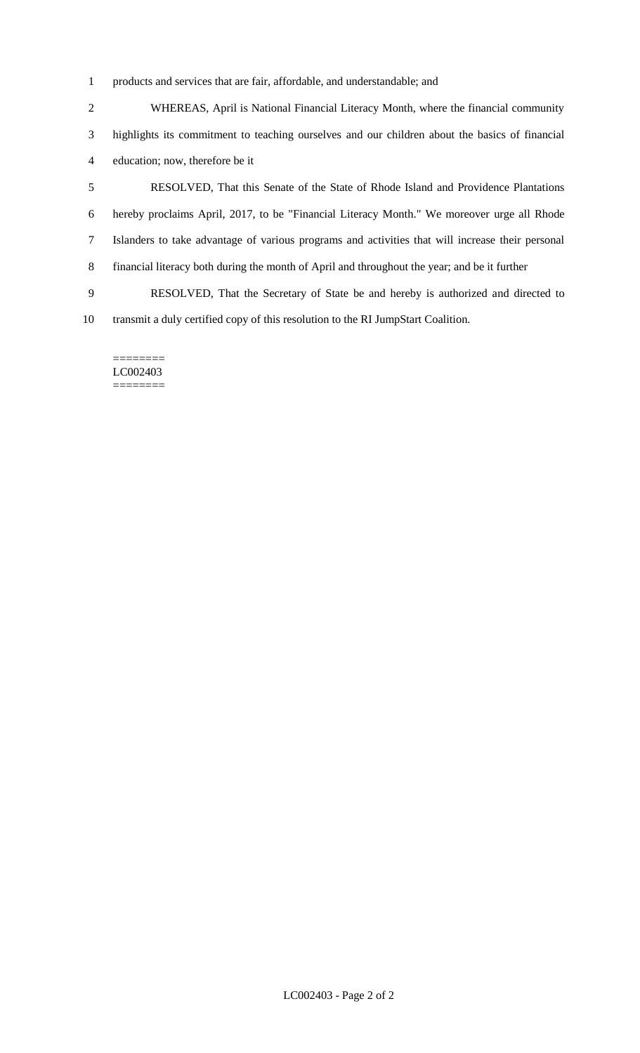products and services that are fair, affordable, and understandable; and

WHEREAS, April is National Financial Literacy Month, where the financial community highlights its commitment to teaching ourselves and our children about the basics of financial education; now, therefore be it

RESOLVED, That this Senate of the State of Rhode Island and Providence Plantations hereby proclaims April, 2017, to be "Financial Literacy Month." We moreover urge all Rhode Islanders to take advantage of various programs and activities that will increase their personal financial literacy both during the month of April and throughout the year; and be it further

RESOLVED, That the Secretary of State be and hereby is authorized and directed to transmit a duly certified copy of this resolution to the RI JumpStart Coalition.

========
LC002403
========